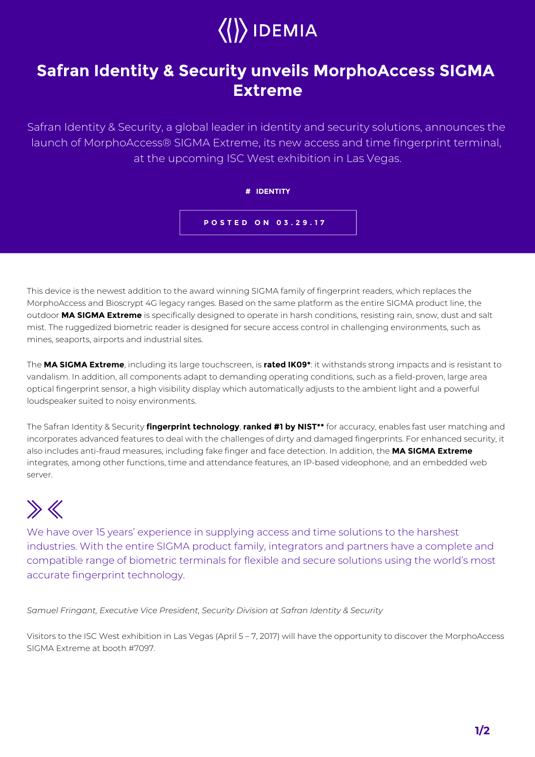# Safran Identity & Security unveils MorphoAccess SIGMA Extreme

Safran Identity & Security, a global leader in identity and security solutions, announces the launch of MorphoAccess® SIGMA Extreme, its new access and time fingerprint terminal, at the upcoming ISC West exhibition in Las Vegas.

**# IDENTITY**

**POSTED ON 03.29.17**

This device is the newest addition to the award winning SIGMA family of fingerprint readers, which replaces the MorphoAccess and Bioscrypt 4G legacy ranges. Based on the same platform as the entire SIGMA product line, the outdoor **MA SIGMA Extreme** is specifically designed to operate in harsh conditions, resisting rain, snow, dust and salt mist. The ruggedized biometric reader is designed for secure access control in challenging environments, such as mines, seaports, airports and industrial sites.

The **MA SIGMA Extreme**, including its large touchscreen, is **rated IK09***: it withstands strong impacts and is resistant to vandalism. In addition, all components adapt to demanding operating conditions, such as a field-proven, large area optical fingerprint sensor, a high visibility display which automatically adjusts to the ambient light and a powerful loudspeaker suited to noisy environments.

The Safran Identity & Security **fingerprint technology**, **ranked #1 by NIST**** for accuracy, enables fast user matching and incorporates advanced features to deal with the challenges of dirty and damaged fingerprints. For enhanced security, it also includes anti-fraud measures, including fake finger and face detection. In addition, the **MA SIGMA Extreme** integrates, among other functions, time and attendance features, an IP-based videophone, and an embedded web server.

> We have over 15 years' experience in supplying access and time solutions to the harshest industries. With the entire SIGMA product family, integrators and partners have a complete and compatible range of biometric terminals for flexible and secure solutions using the world's most accurate fingerprint technology.

*Samuel Fringant, Executive Vice President, Security Division at Safran Identity & Security*

Visitors to the ISC West exhibition in Las Vegas (April 5 – 7, 2017) will have the opportunity to discover the MorphoAccess SIGMA Extreme at booth #7097.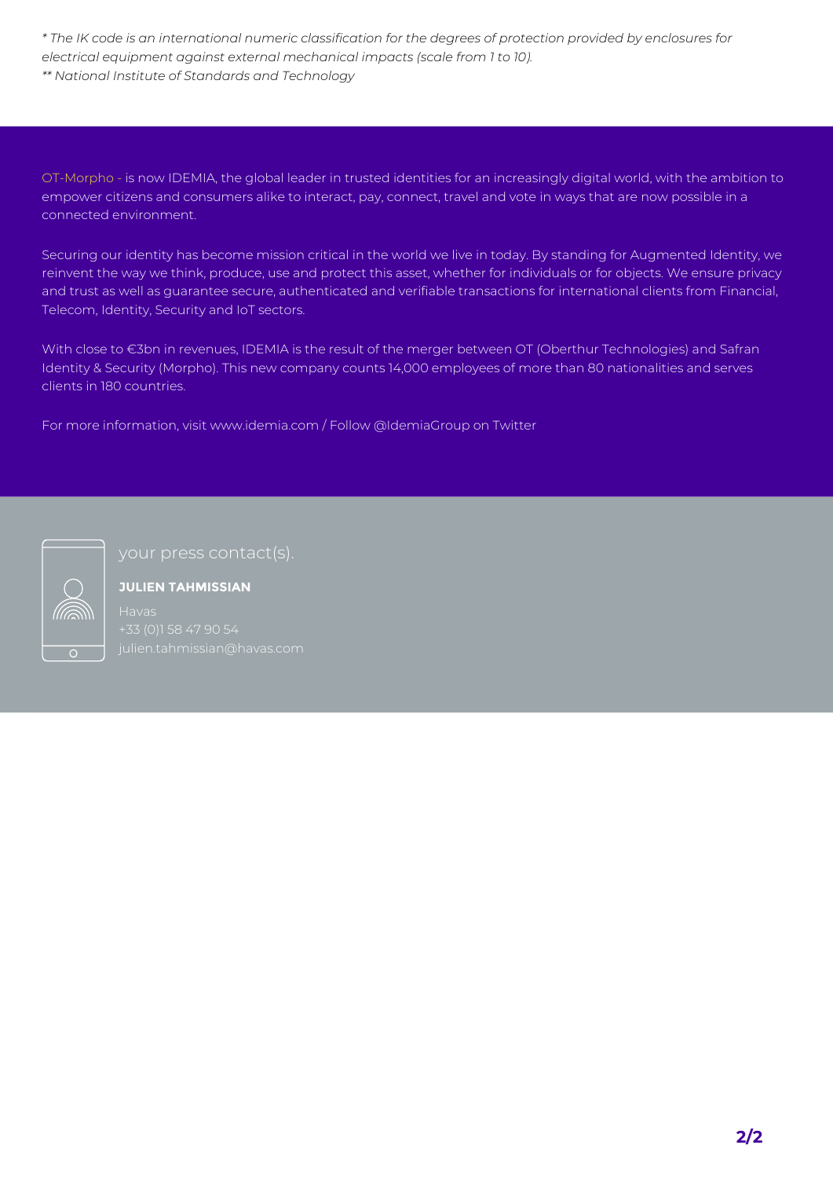*\* The IK code is an international numeric classification for the degrees of protection provided by enclosures for electrical equipment against external mechanical impacts (scale from 1 to 10).*
*\*\* National Institute of Standards and Technology*

OT-Morpho - is now IDEMIA, the global leader in trusted identities for an increasingly digital world, with the ambition to empower citizens and consumers alike to interact, pay, connect, travel and vote in ways that are now possible in a connected environment.

Securing our identity has become mission critical in the world we live in today. By standing for Augmented Identity, we reinvent the way we think, produce, use and protect this asset, whether for individuals or for objects. We ensure privacy and trust as well as guarantee secure, authenticated and verifiable transactions for international clients from Financial, Telecom, Identity, Security and IoT sectors.

With close to €3bn in revenues, IDEMIA is the result of the merger between OT (Oberthur Technologies) and Safran Identity & Security (Morpho). This new company counts 14,000 employees of more than 80 nationalities and serves clients in 180 countries.

For more information, visit www.idemia.com / Follow @IdemiaGroup on Twitter

your press contact(s).

**JULIEN TAHMISSIAN**

Havas
+33 (0)1 58 47 90 54
julien.tahmissian@havas.com